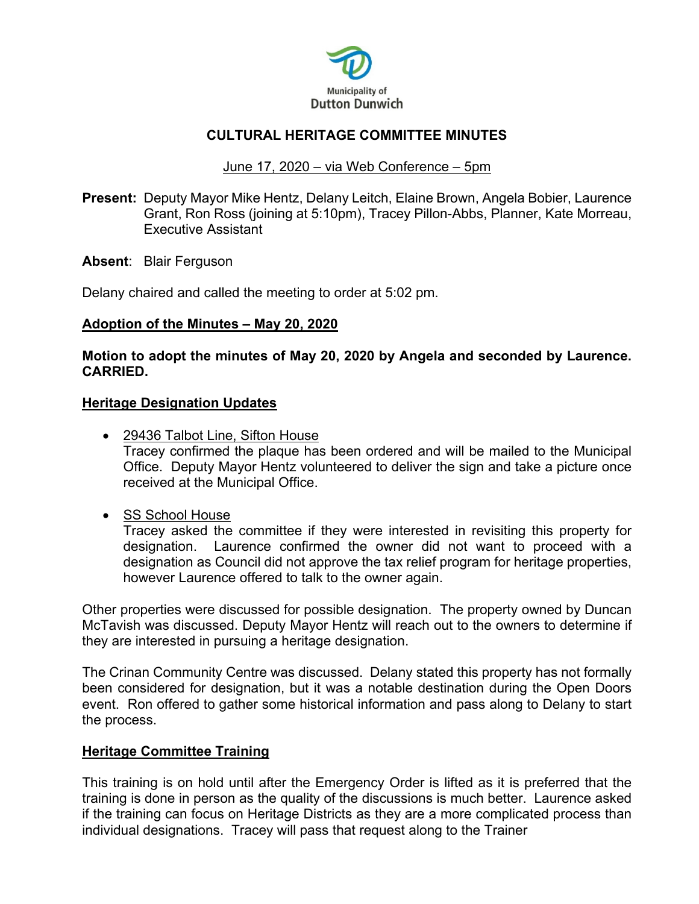Municipality of
Dutton Dunwich

# CULTURAL HERITAGE COMMITTEE MINUTES

June 17, 2020 – via Web Conference – 5pm

**Present:** Deputy Mayor Mike Hentz, Delany Leitch, Elaine Brown, Angela Bobier, Laurence Grant, Ron Ross (joining at 5:10pm), Tracey Pillon-Abbs, Planner, Kate Morreau, Executive Assistant

**Absent**: Blair Ferguson

Delany chaired and called the meeting to order at 5:02 pm.

## Adoption of the Minutes – May 20, 2020

**Motion to adopt the minutes of May 20, 2020 by Angela and seconded by Laurence. CARRIED.**

## Heritage Designation Updates

- 29436 Talbot Line, Sifton House
  Tracey confirmed the plaque has been ordered and will be mailed to the Municipal Office. Deputy Mayor Hentz volunteered to deliver the sign and take a picture once received at the Municipal Office.

- SS School House
  Tracey asked the committee if they were interested in revisiting this property for designation. Laurence confirmed the owner did not want to proceed with a designation as Council did not approve the tax relief program for heritage properties, however Laurence offered to talk to the owner again.

Other properties were discussed for possible designation. The property owned by Duncan McTavish was discussed. Deputy Mayor Hentz will reach out to the owners to determine if they are interested in pursuing a heritage designation.

The Crinan Community Centre was discussed. Delany stated this property has not formally been considered for designation, but it was a notable destination during the Open Doors event. Ron offered to gather some historical information and pass along to Delany to start the process.

## Heritage Committee Training

This training is on hold until after the Emergency Order is lifted as it is preferred that the training is done in person as the quality of the discussions is much better. Laurence asked if the training can focus on Heritage Districts as they are a more complicated process than individual designations. Tracey will pass that request along to the Trainer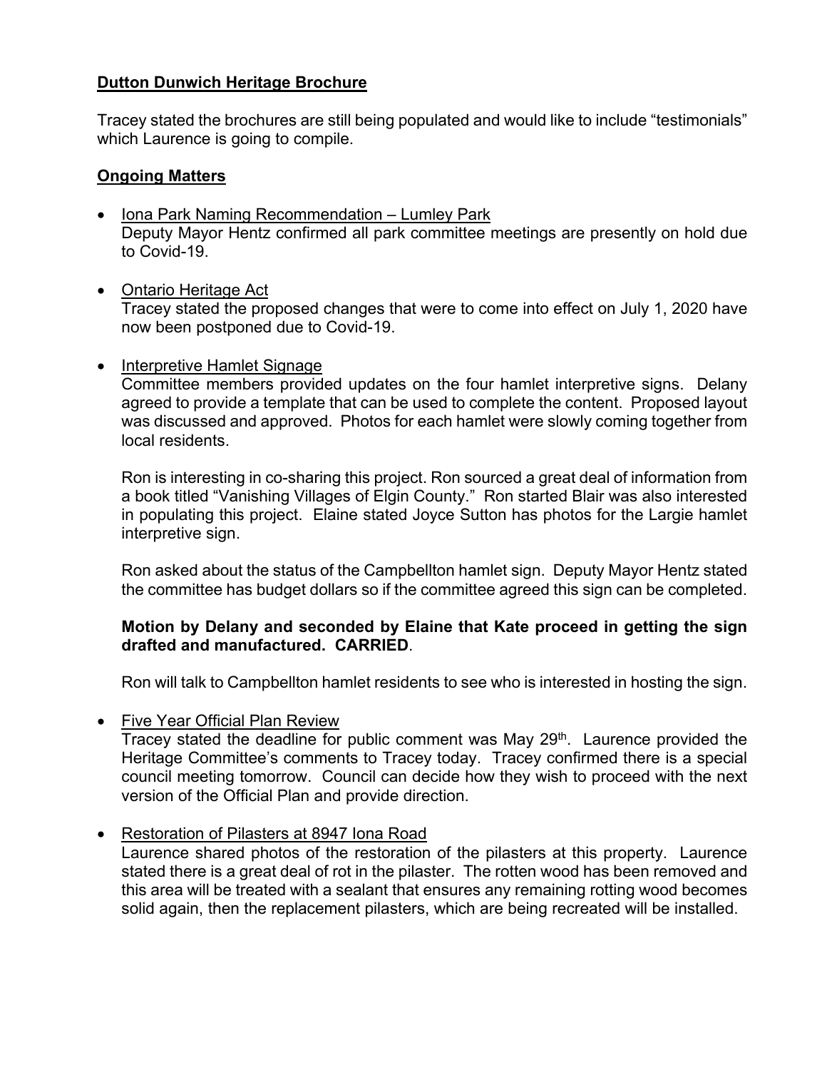**Dutton Dunwich Heritage Brochure**

Tracey stated the brochures are still being populated and would like to include "testimonials" which Laurence is going to compile.

**Ongoing Matters**

- Iona Park Naming Recommendation – Lumley Park
  Deputy Mayor Hentz confirmed all park committee meetings are presently on hold due to Covid-19.

- Ontario Heritage Act
  Tracey stated the proposed changes that were to come into effect on July 1, 2020 have now been postponed due to Covid-19.

- Interpretive Hamlet Signage
  Committee members provided updates on the four hamlet interpretive signs. Delany agreed to provide a template that can be used to complete the content. Proposed layout was discussed and approved. Photos for each hamlet were slowly coming together from local residents.

  Ron is interesting in co-sharing this project. Ron sourced a great deal of information from a book titled "Vanishing Villages of Elgin County." Ron started Blair was also interested in populating this project. Elaine stated Joyce Sutton has photos for the Largie hamlet interpretive sign.

  Ron asked about the status of the Campbellton hamlet sign. Deputy Mayor Hentz stated the committee has budget dollars so if the committee agreed this sign can be completed.

  **Motion by Delany and seconded by Elaine that Kate proceed in getting the sign drafted and manufactured. CARRIED**.

  Ron will talk to Campbellton hamlet residents to see who is interested in hosting the sign.

- Five Year Official Plan Review
  Tracey stated the deadline for public comment was May 29th. Laurence provided the Heritage Committee's comments to Tracey today. Tracey confirmed there is a special council meeting tomorrow. Council can decide how they wish to proceed with the next version of the Official Plan and provide direction.

- Restoration of Pilasters at 8947 Iona Road
  Laurence shared photos of the restoration of the pilasters at this property. Laurence stated there is a great deal of rot in the pilaster. The rotten wood has been removed and this area will be treated with a sealant that ensures any remaining rotting wood becomes solid again, then the replacement pilasters, which are being recreated will be installed.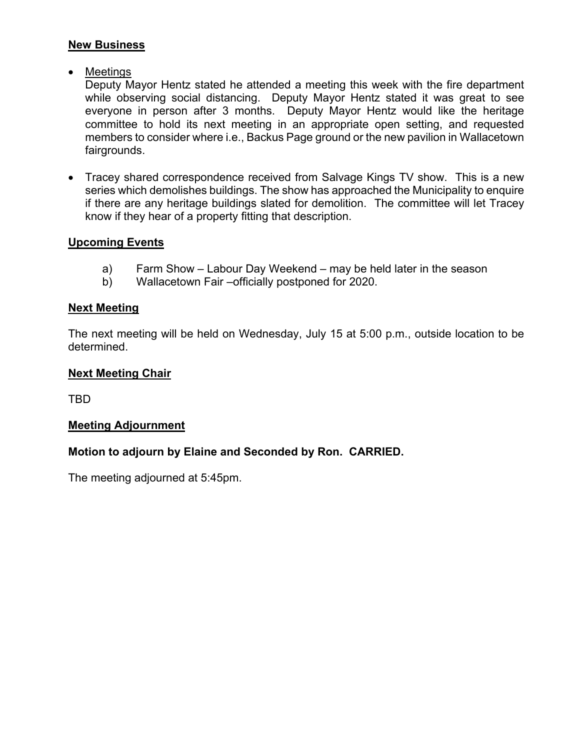## New Business

- Meetings

  Deputy Mayor Hentz stated he attended a meeting this week with the fire department while observing social distancing. Deputy Mayor Hentz stated it was great to see everyone in person after 3 months. Deputy Mayor Hentz would like the heritage committee to hold its next meeting in an appropriate open setting, and requested members to consider where i.e., Backus Page ground or the new pavilion in Wallacetown fairgrounds.

- Tracey shared correspondence received from Salvage Kings TV show. This is a new series which demolishes buildings. The show has approached the Municipality to enquire if there are any heritage buildings slated for demolition. The committee will let Tracey know if they hear of a property fitting that description.

## Upcoming Events

a) Farm Show – Labour Day Weekend – may be held later in the season
b) Wallacetown Fair –officially postponed for 2020.

## Next Meeting

The next meeting will be held on Wednesday, July 15 at 5:00 p.m., outside location to be determined.

## Next Meeting Chair

TBD

## Meeting Adjournment

**Motion to adjourn by Elaine and Seconded by Ron. CARRIED.**

The meeting adjourned at 5:45pm.